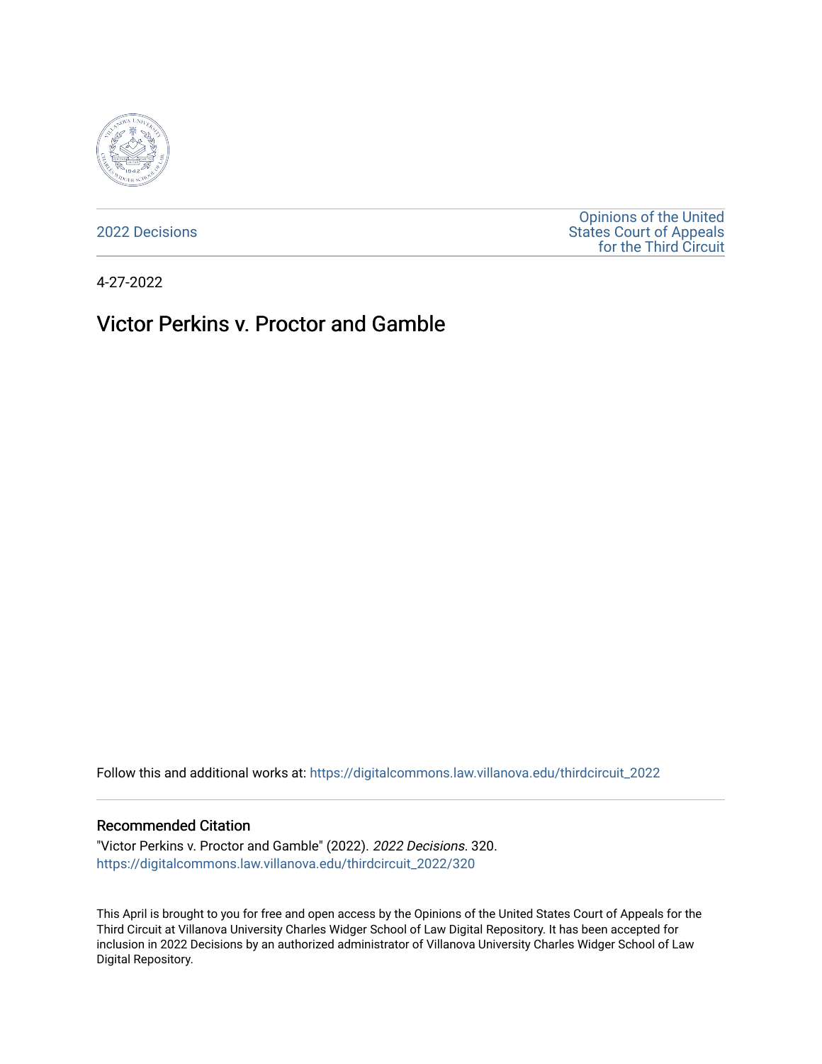2022 Decisions

Opinions of the United States Court of Appeals for the Third Circuit

4-27-2022

# Victor Perkins v. Proctor and Gamble

Follow this and additional works at: https://digitalcommons.law.villanova.edu/thirdcircuit_2022

## Recommended Citation

"Victor Perkins v. Proctor and Gamble" (2022). *2022 Decisions*. 320.
https://digitalcommons.law.villanova.edu/thirdcircuit_2022/320

This April is brought to you for free and open access by the Opinions of the United States Court of Appeals for the Third Circuit at Villanova University Charles Widger School of Law Digital Repository. It has been accepted for inclusion in 2022 Decisions by an authorized administrator of Villanova University Charles Widger School of Law Digital Repository.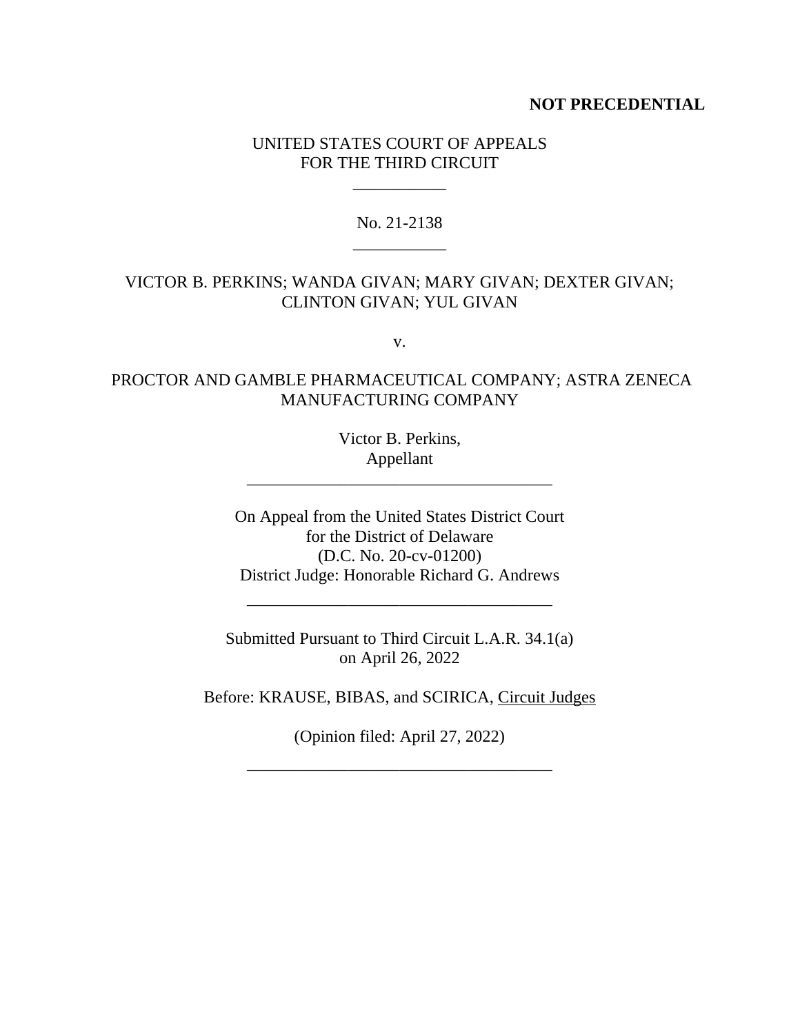**NOT PRECEDENTIAL**

UNITED STATES COURT OF APPEALS
FOR THE THIRD CIRCUIT

\_\_\_\_\_\_\_\_\_\_\_

No. 21-2138

\_\_\_\_\_\_\_\_\_\_\_

VICTOR B. PERKINS; WANDA GIVAN; MARY GIVAN; DEXTER GIVAN; CLINTON GIVAN; YUL GIVAN

v.

PROCTOR AND GAMBLE PHARMACEUTICAL COMPANY; ASTRA ZENECA MANUFACTURING COMPANY

Victor B. Perkins,
Appellant

\_\_\_\_\_\_\_\_\_\_\_\_\_\_\_\_\_\_\_\_\_\_\_\_\_\_\_\_\_\_\_\_\_\_\_\_

On Appeal from the United States District Court
for the District of Delaware
(D.C. No. 20-cv-01200)
District Judge: Honorable Richard G. Andrews

\_\_\_\_\_\_\_\_\_\_\_\_\_\_\_\_\_\_\_\_\_\_\_\_\_\_\_\_\_\_\_\_\_\_\_\_

Submitted Pursuant to Third Circuit L.A.R. 34.1(a)
on April 26, 2022

Before: KRAUSE, BIBAS, and SCIRICA, Circuit Judges

(Opinion filed: April 27, 2022)

\_\_\_\_\_\_\_\_\_\_\_\_\_\_\_\_\_\_\_\_\_\_\_\_\_\_\_\_\_\_\_\_\_\_\_\_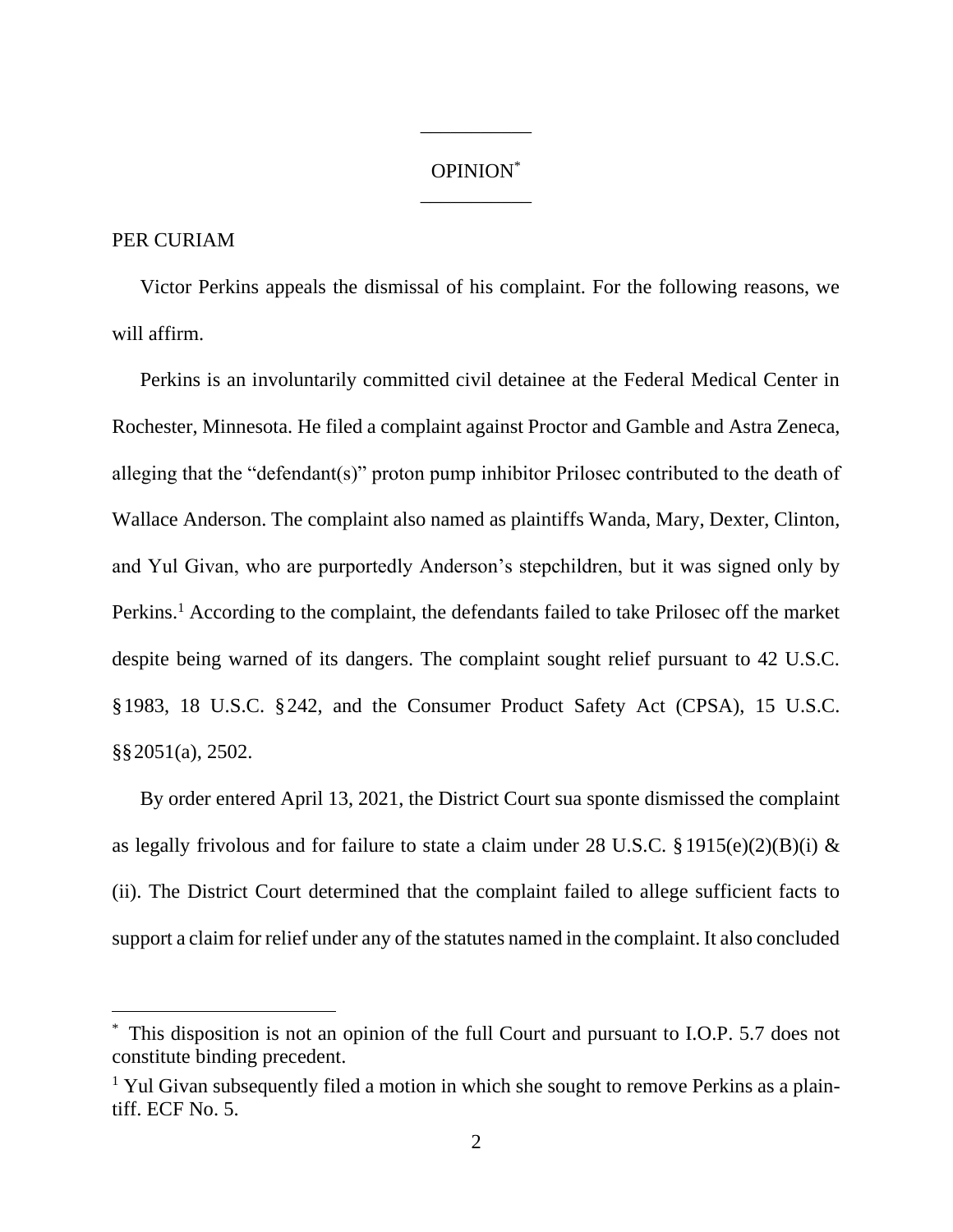OPINION*

PER CURIAM

Victor Perkins appeals the dismissal of his complaint. For the following reasons, we will affirm.

Perkins is an involuntarily committed civil detainee at the Federal Medical Center in Rochester, Minnesota. He filed a complaint against Proctor and Gamble and Astra Zeneca, alleging that the "defendant(s)" proton pump inhibitor Prilosec contributed to the death of Wallace Anderson. The complaint also named as plaintiffs Wanda, Mary, Dexter, Clinton, and Yul Givan, who are purportedly Anderson's stepchildren, but it was signed only by Perkins.[1] According to the complaint, the defendants failed to take Prilosec off the market despite being warned of its dangers. The complaint sought relief pursuant to 42 U.S.C. § 1983, 18 U.S.C. § 242, and the Consumer Product Safety Act (CPSA), 15 U.S.C. §§ 2051(a), 2502.

By order entered April 13, 2021, the District Court sua sponte dismissed the complaint as legally frivolous and for failure to state a claim under 28 U.S.C. § 1915(e)(2)(B)(i) & (ii). The District Court determined that the complaint failed to allege sufficient facts to support a claim for relief under any of the statutes named in the complaint. It also concluded

---

* This disposition is not an opinion of the full Court and pursuant to I.O.P. 5.7 does not constitute binding precedent.

[1] Yul Givan subsequently filed a motion in which she sought to remove Perkins as a plaintiff. ECF No. 5.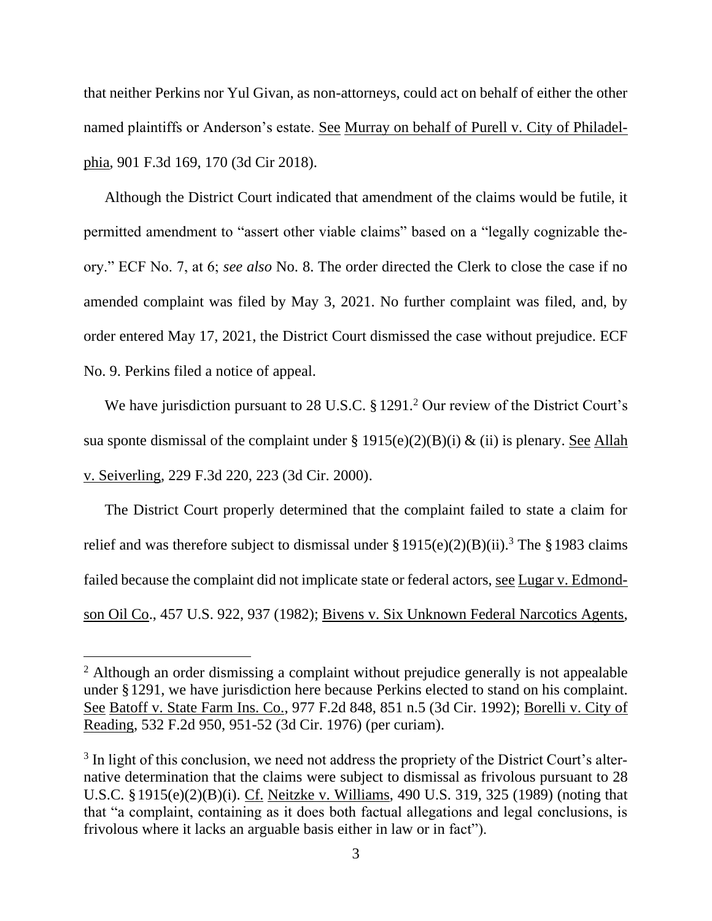that neither Perkins nor Yul Givan, as non-attorneys, could act on behalf of either the other named plaintiffs or Anderson's estate. See Murray on behalf of Purell v. City of Philadelphia, 901 F.3d 169, 170 (3d Cir 2018).

Although the District Court indicated that amendment of the claims would be futile, it permitted amendment to "assert other viable claims" based on a "legally cognizable theory." ECF No. 7, at 6; *see also* No. 8. The order directed the Clerk to close the case if no amended complaint was filed by May 3, 2021. No further complaint was filed, and, by order entered May 17, 2021, the District Court dismissed the case without prejudice. ECF No. 9. Perkins filed a notice of appeal.

We have jurisdiction pursuant to 28 U.S.C. § 1291.[2] Our review of the District Court's sua sponte dismissal of the complaint under § 1915(e)(2)(B)(i) & (ii) is plenary. See Allah v. Seiverling, 229 F.3d 220, 223 (3d Cir. 2000).

The District Court properly determined that the complaint failed to state a claim for relief and was therefore subject to dismissal under § 1915(e)(2)(B)(ii).[3] The § 1983 claims failed because the complaint did not implicate state or federal actors, see Lugar v. Edmondson Oil Co., 457 U.S. 922, 937 (1982); Bivens v. Six Unknown Federal Narcotics Agents,

---

[2] Although an order dismissing a complaint without prejudice generally is not appealable under § 1291, we have jurisdiction here because Perkins elected to stand on his complaint. See Batoff v. State Farm Ins. Co., 977 F.2d 848, 851 n.5 (3d Cir. 1992); Borelli v. City of Reading, 532 F.2d 950, 951-52 (3d Cir. 1976) (per curiam).

[3] In light of this conclusion, we need not address the propriety of the District Court's alternative determination that the claims were subject to dismissal as frivolous pursuant to 28 U.S.C. § 1915(e)(2)(B)(i). Cf. Neitzke v. Williams, 490 U.S. 319, 325 (1989) (noting that that "a complaint, containing as it does both factual allegations and legal conclusions, is frivolous where it lacks an arguable basis either in law or in fact").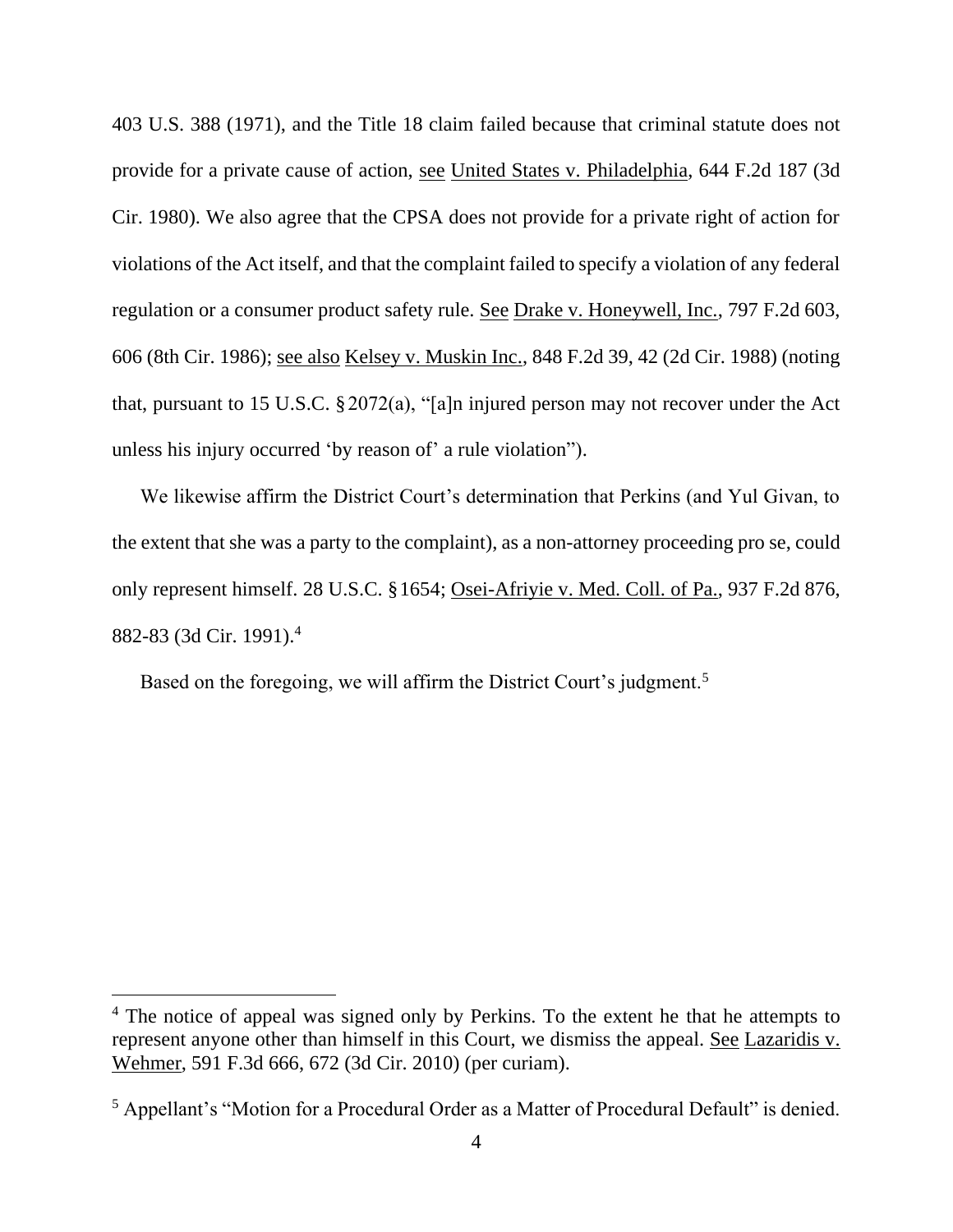403 U.S. 388 (1971), and the Title 18 claim failed because that criminal statute does not provide for a private cause of action, see United States v. Philadelphia, 644 F.2d 187 (3d Cir. 1980). We also agree that the CPSA does not provide for a private right of action for violations of the Act itself, and that the complaint failed to specify a violation of any federal regulation or a consumer product safety rule. See Drake v. Honeywell, Inc., 797 F.2d 603, 606 (8th Cir. 1986); see also Kelsey v. Muskin Inc., 848 F.2d 39, 42 (2d Cir. 1988) (noting that, pursuant to 15 U.S.C. § 2072(a), "[a]n injured person may not recover under the Act unless his injury occurred 'by reason of' a rule violation").

We likewise affirm the District Court's determination that Perkins (and Yul Givan, to the extent that she was a party to the complaint), as a non-attorney proceeding pro se, could only represent himself. 28 U.S.C. § 1654; Osei-Afriyie v. Med. Coll. of Pa., 937 F.2d 876, 882-83 (3d Cir. 1991).[4]

Based on the foregoing, we will affirm the District Court's judgment.[5]

---

[4] The notice of appeal was signed only by Perkins. To the extent he that he attempts to represent anyone other than himself in this Court, we dismiss the appeal. See Lazaridis v. Wehmer, 591 F.3d 666, 672 (3d Cir. 2010) (per curiam).

[5] Appellant's "Motion for a Procedural Order as a Matter of Procedural Default" is denied.